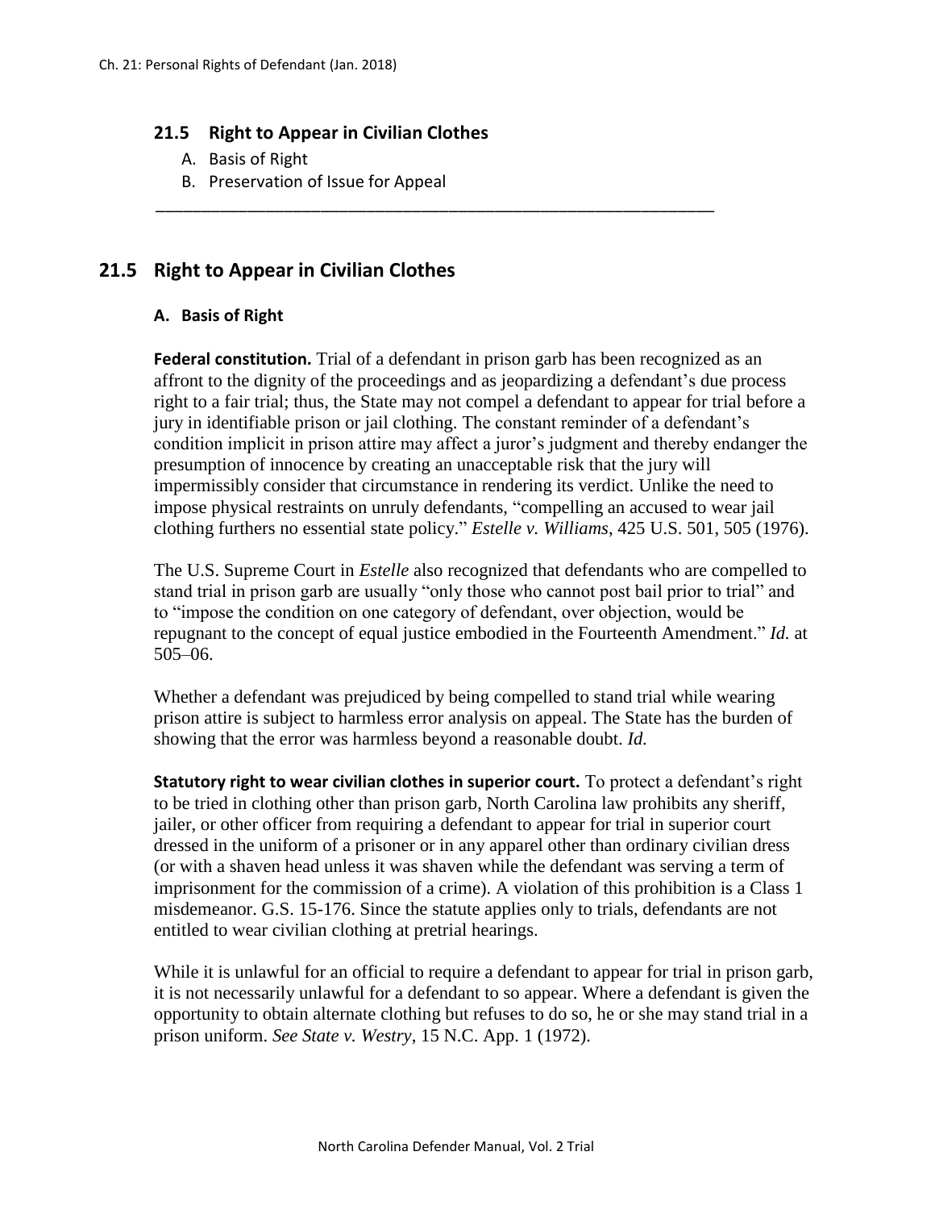## 21.5 Right to Appear in Civilian Clothes

A. Basis of Right
B. Preservation of Issue for Appeal

---

## 21.5 Right to Appear in Civilian Clothes

### A. Basis of Right

**Federal constitution.** Trial of a defendant in prison garb has been recognized as an affront to the dignity of the proceedings and as jeopardizing a defendant's due process right to a fair trial; thus, the State may not compel a defendant to appear for trial before a jury in identifiable prison or jail clothing. The constant reminder of a defendant's condition implicit in prison attire may affect a juror's judgment and thereby endanger the presumption of innocence by creating an unacceptable risk that the jury will impermissibly consider that circumstance in rendering its verdict. Unlike the need to impose physical restraints on unruly defendants, "compelling an accused to wear jail clothing furthers no essential state policy." *Estelle v. Williams*, 425 U.S. 501, 505 (1976).

The U.S. Supreme Court in *Estelle* also recognized that defendants who are compelled to stand trial in prison garb are usually "only those who cannot post bail prior to trial" and to "impose the condition on one category of defendant, over objection, would be repugnant to the concept of equal justice embodied in the Fourteenth Amendment." *Id.* at 505–06.

Whether a defendant was prejudiced by being compelled to stand trial while wearing prison attire is subject to harmless error analysis on appeal. The State has the burden of showing that the error was harmless beyond a reasonable doubt. *Id.*

**Statutory right to wear civilian clothes in superior court.** To protect a defendant's right to be tried in clothing other than prison garb, North Carolina law prohibits any sheriff, jailer, or other officer from requiring a defendant to appear for trial in superior court dressed in the uniform of a prisoner or in any apparel other than ordinary civilian dress (or with a shaven head unless it was shaven while the defendant was serving a term of imprisonment for the commission of a crime). A violation of this prohibition is a Class 1 misdemeanor. G.S. 15-176. Since the statute applies only to trials, defendants are not entitled to wear civilian clothing at pretrial hearings.

While it is unlawful for an official to require a defendant to appear for trial in prison garb, it is not necessarily unlawful for a defendant to so appear. Where a defendant is given the opportunity to obtain alternate clothing but refuses to do so, he or she may stand trial in a prison uniform. *See State v. Westry*, 15 N.C. App. 1 (1972).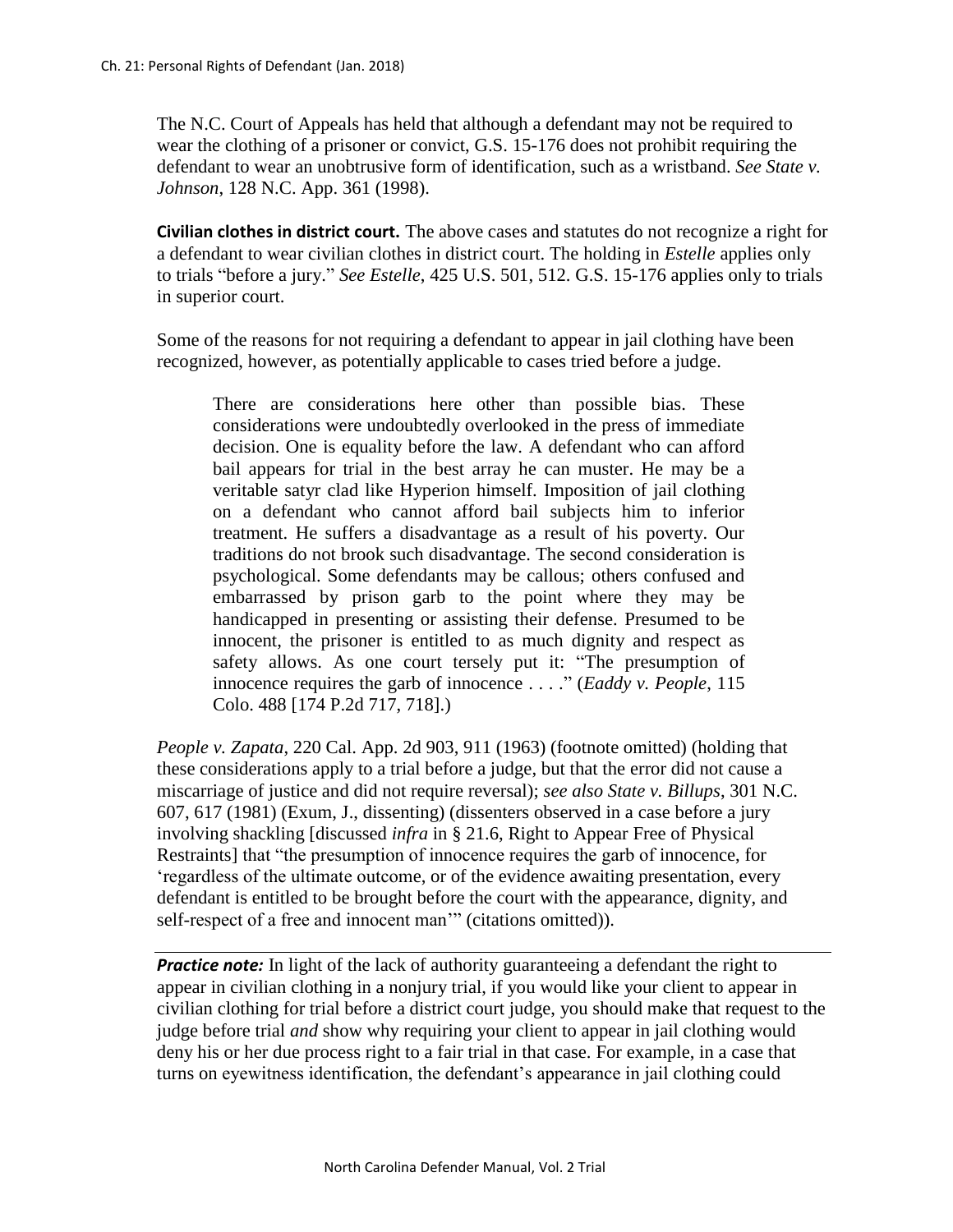The N.C. Court of Appeals has held that although a defendant may not be required to wear the clothing of a prisoner or convict, G.S. 15-176 does not prohibit requiring the defendant to wear an unobtrusive form of identification, such as a wristband. *See State v. Johnson*, 128 N.C. App. 361 (1998).

**Civilian clothes in district court.** The above cases and statutes do not recognize a right for a defendant to wear civilian clothes in district court. The holding in *Estelle* applies only to trials "before a jury." *See Estelle*, 425 U.S. 501, 512. G.S. 15-176 applies only to trials in superior court.

Some of the reasons for not requiring a defendant to appear in jail clothing have been recognized, however, as potentially applicable to cases tried before a judge.

> There are considerations here other than possible bias. These considerations were undoubtedly overlooked in the press of immediate decision. One is equality before the law. A defendant who can afford bail appears for trial in the best array he can muster. He may be a veritable satyr clad like Hyperion himself. Imposition of jail clothing on a defendant who cannot afford bail subjects him to inferior treatment. He suffers a disadvantage as a result of his poverty. Our traditions do not brook such disadvantage. The second consideration is psychological. Some defendants may be callous; others confused and embarrassed by prison garb to the point where they may be handicapped in presenting or assisting their defense. Presumed to be innocent, the prisoner is entitled to as much dignity and respect as safety allows. As one court tersely put it: "The presumption of innocence requires the garb of innocence . . . ." (*Eaddy v. People*, 115 Colo. 488 [174 P.2d 717, 718].)

*People v. Zapata*, 220 Cal. App. 2d 903, 911 (1963) (footnote omitted) (holding that these considerations apply to a trial before a judge, but that the error did not cause a miscarriage of justice and did not require reversal); *see also State v. Billups*, 301 N.C. 607, 617 (1981) (Exum, J., dissenting) (dissenters observed in a case before a jury involving shackling [discussed *infra* in § 21.6, Right to Appear Free of Physical Restraints] that "the presumption of innocence requires the garb of innocence, for 'regardless of the ultimate outcome, or of the evidence awaiting presentation, every defendant is entitled to be brought before the court with the appearance, dignity, and self-respect of a free and innocent man'" (citations omitted)).

---

***Practice note:*** In light of the lack of authority guaranteeing a defendant the right to appear in civilian clothing in a nonjury trial, if you would like your client to appear in civilian clothing for trial before a district court judge, you should make that request to the judge before trial *and* show why requiring your client to appear in jail clothing would deny his or her due process right to a fair trial in that case. For example, in a case that turns on eyewitness identification, the defendant's appearance in jail clothing could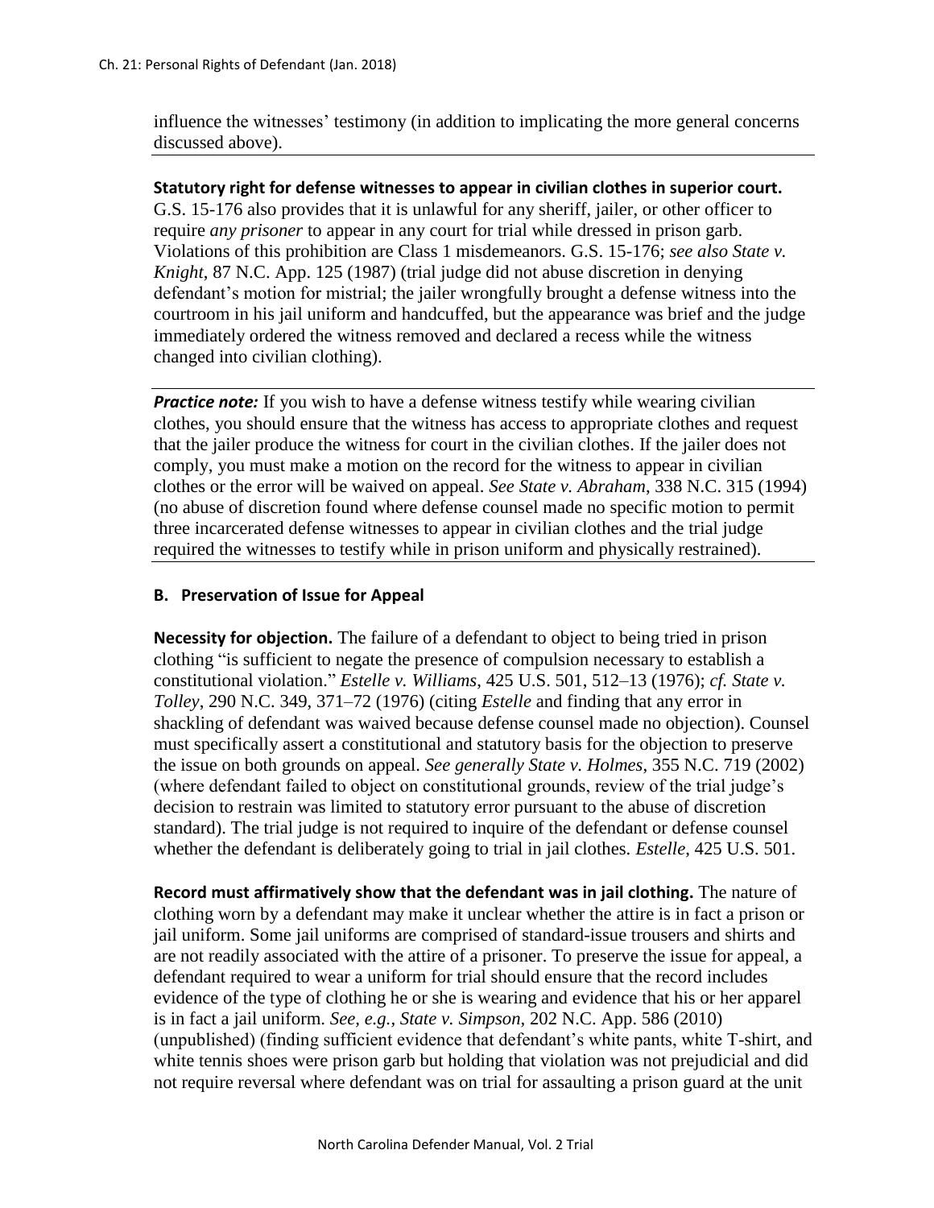influence the witnesses' testimony (in addition to implicating the more general concerns discussed above).

---

**Statutory right for defense witnesses to appear in civilian clothes in superior court.** G.S. 15-176 also provides that it is unlawful for any sheriff, jailer, or other officer to require *any prisoner* to appear in any court for trial while dressed in prison garb. Violations of this prohibition are Class 1 misdemeanors. G.S. 15-176; *see also State v. Knight*, 87 N.C. App. 125 (1987) (trial judge did not abuse discretion in denying defendant's motion for mistrial; the jailer wrongfully brought a defense witness into the courtroom in his jail uniform and handcuffed, but the appearance was brief and the judge immediately ordered the witness removed and declared a recess while the witness changed into civilian clothing).

---

***Practice note:*** If you wish to have a defense witness testify while wearing civilian clothes, you should ensure that the witness has access to appropriate clothes and request that the jailer produce the witness for court in the civilian clothes. If the jailer does not comply, you must make a motion on the record for the witness to appear in civilian clothes or the error will be waived on appeal. *See State v. Abraham*, 338 N.C. 315 (1994) (no abuse of discretion found where defense counsel made no specific motion to permit three incarcerated defense witnesses to appear in civilian clothes and the trial judge required the witnesses to testify while in prison uniform and physically restrained).

---

### B. Preservation of Issue for Appeal

**Necessity for objection.** The failure of a defendant to object to being tried in prison clothing "is sufficient to negate the presence of compulsion necessary to establish a constitutional violation." *Estelle v. Williams*, 425 U.S. 501, 512–13 (1976); *cf. State v. Tolley*, 290 N.C. 349, 371–72 (1976) (citing *Estelle* and finding that any error in shackling of defendant was waived because defense counsel made no objection). Counsel must specifically assert a constitutional and statutory basis for the objection to preserve the issue on both grounds on appeal. *See generally State v. Holmes*, 355 N.C. 719 (2002) (where defendant failed to object on constitutional grounds, review of the trial judge's decision to restrain was limited to statutory error pursuant to the abuse of discretion standard). The trial judge is not required to inquire of the defendant or defense counsel whether the defendant is deliberately going to trial in jail clothes. *Estelle*, 425 U.S. 501.

**Record must affirmatively show that the defendant was in jail clothing.** The nature of clothing worn by a defendant may make it unclear whether the attire is in fact a prison or jail uniform. Some jail uniforms are comprised of standard-issue trousers and shirts and are not readily associated with the attire of a prisoner. To preserve the issue for appeal, a defendant required to wear a uniform for trial should ensure that the record includes evidence of the type of clothing he or she is wearing and evidence that his or her apparel is in fact a jail uniform. *See, e.g.*, *State v. Simpson*, 202 N.C. App. 586 (2010) (unpublished) (finding sufficient evidence that defendant's white pants, white T-shirt, and white tennis shoes were prison garb but holding that violation was not prejudicial and did not require reversal where defendant was on trial for assaulting a prison guard at the unit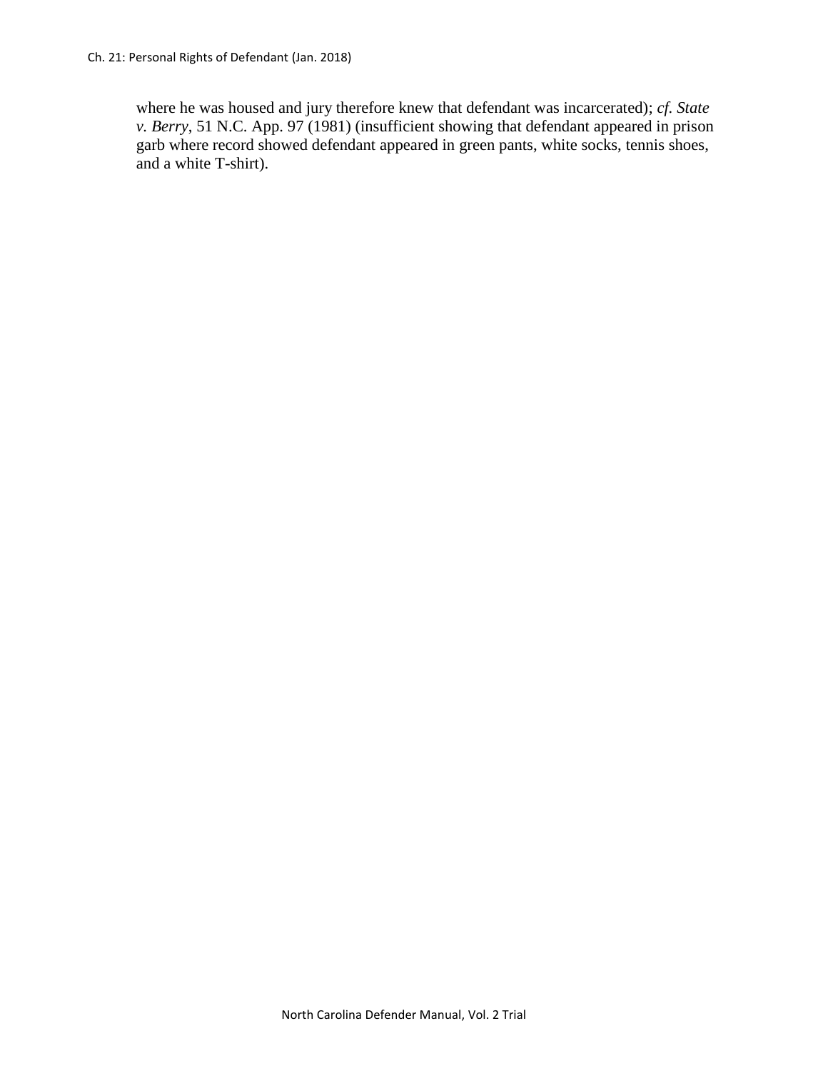where he was housed and jury therefore knew that defendant was incarcerated); *cf. State v. Berry*, 51 N.C. App. 97 (1981) (insufficient showing that defendant appeared in prison garb where record showed defendant appeared in green pants, white socks, tennis shoes, and a white T-shirt).